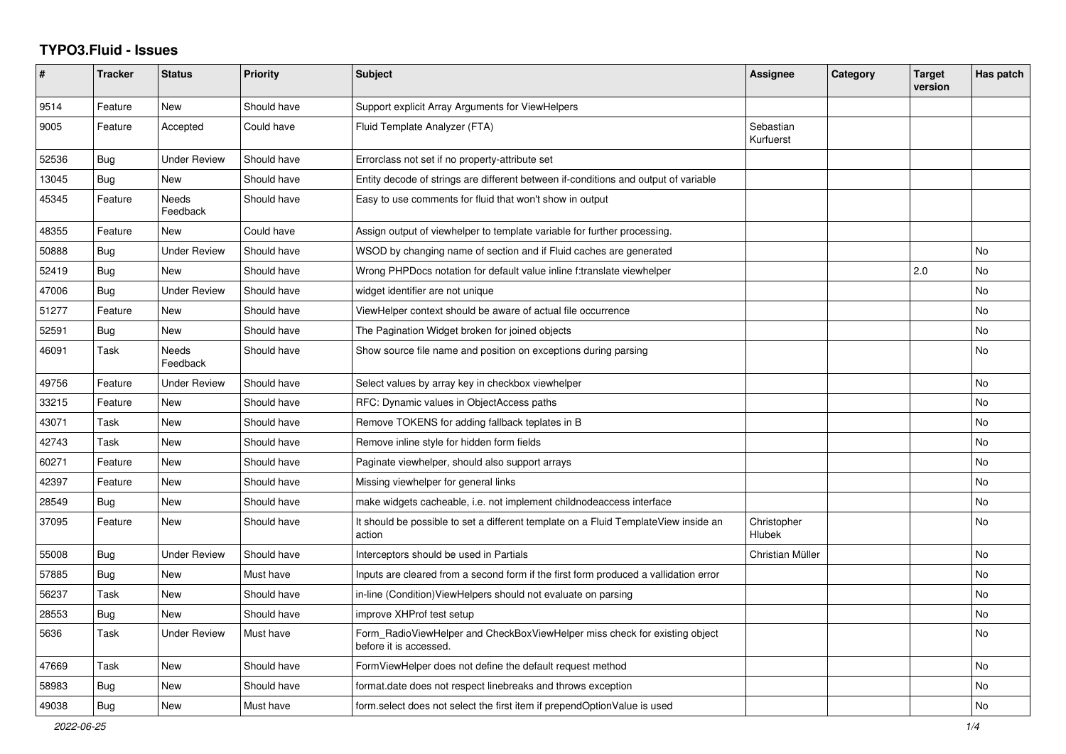# TYPO3.Fluid - Issues

| # | Tracker | Status | Priority | Subject | Assignee | Category | Target version | Has patch |
|---|---|---|---|---|---|---|---|---|
| 9514 | Feature | New | Should have | Support explicit Array Arguments for ViewHelpers | | | | |
| 9005 | Feature | Accepted | Could have | Fluid Template Analyzer (FTA) | Sebastian Kurfuerst | | | |
| 52536 | Bug | Under Review | Should have | Errorclass not set if no property-attribute set | | | | |
| 13045 | Bug | New | Should have | Entity decode of strings are different between if-conditions and output of variable | | | | |
| 45345 | Feature | Needs Feedback | Should have | Easy to use comments for fluid that won't show in output | | | | |
| 48355 | Feature | New | Could have | Assign output of viewhelper to template variable for further processing. | | | | |
| 50888 | Bug | Under Review | Should have | WSOD by changing name of section and if Fluid caches are generated | | | | No |
| 52419 | Bug | New | Should have | Wrong PHPDocs notation for default value inline f:translate viewhelper | | | 2.0 | No |
| 47006 | Bug | Under Review | Should have | widget identifier are not unique | | | | No |
| 51277 | Feature | New | Should have | ViewHelper context should be aware of actual file occurrence | | | | No |
| 52591 | Bug | New | Should have | The Pagination Widget broken for joined objects | | | | No |
| 46091 | Task | Needs Feedback | Should have | Show source file name and position on exceptions during parsing | | | | No |
| 49756 | Feature | Under Review | Should have | Select values by array key in checkbox viewhelper | | | | No |
| 33215 | Feature | New | Should have | RFC: Dynamic values in ObjectAccess paths | | | | No |
| 43071 | Task | New | Should have | Remove TOKENS for adding fallback teplates in B | | | | No |
| 42743 | Task | New | Should have | Remove inline style for hidden form fields | | | | No |
| 60271 | Feature | New | Should have | Paginate viewhelper, should also support arrays | | | | No |
| 42397 | Feature | New | Should have | Missing viewhelper for general links | | | | No |
| 28549 | Bug | New | Should have | make widgets cacheable, i.e. not implement childnodeaccess interface | | | | No |
| 37095 | Feature | New | Should have | It should be possible to set a different template on a Fluid TemplateView inside an action | Christopher Hlubek | | | No |
| 55008 | Bug | Under Review | Should have | Interceptors should be used in Partials | Christian Müller | | | No |
| 57885 | Bug | New | Must have | Inputs are cleared from a second form if the first form produced a vallidation error | | | | No |
| 56237 | Task | New | Should have | in-line (Condition)ViewHelpers should not evaluate on parsing | | | | No |
| 28553 | Bug | New | Should have | improve XHProf test setup | | | | No |
| 5636 | Task | Under Review | Must have | Form_RadioViewHelper and CheckBoxViewHelper miss check for existing object before it is accessed. | | | | No |
| 47669 | Task | New | Should have | FormViewHelper does not define the default request method | | | | No |
| 58983 | Bug | New | Should have | format.date does not respect linebreaks and throws exception | | | | No |
| 49038 | Bug | New | Must have | form.select does not select the first item if prependOptionValue is used | | | | No |

2022-06-25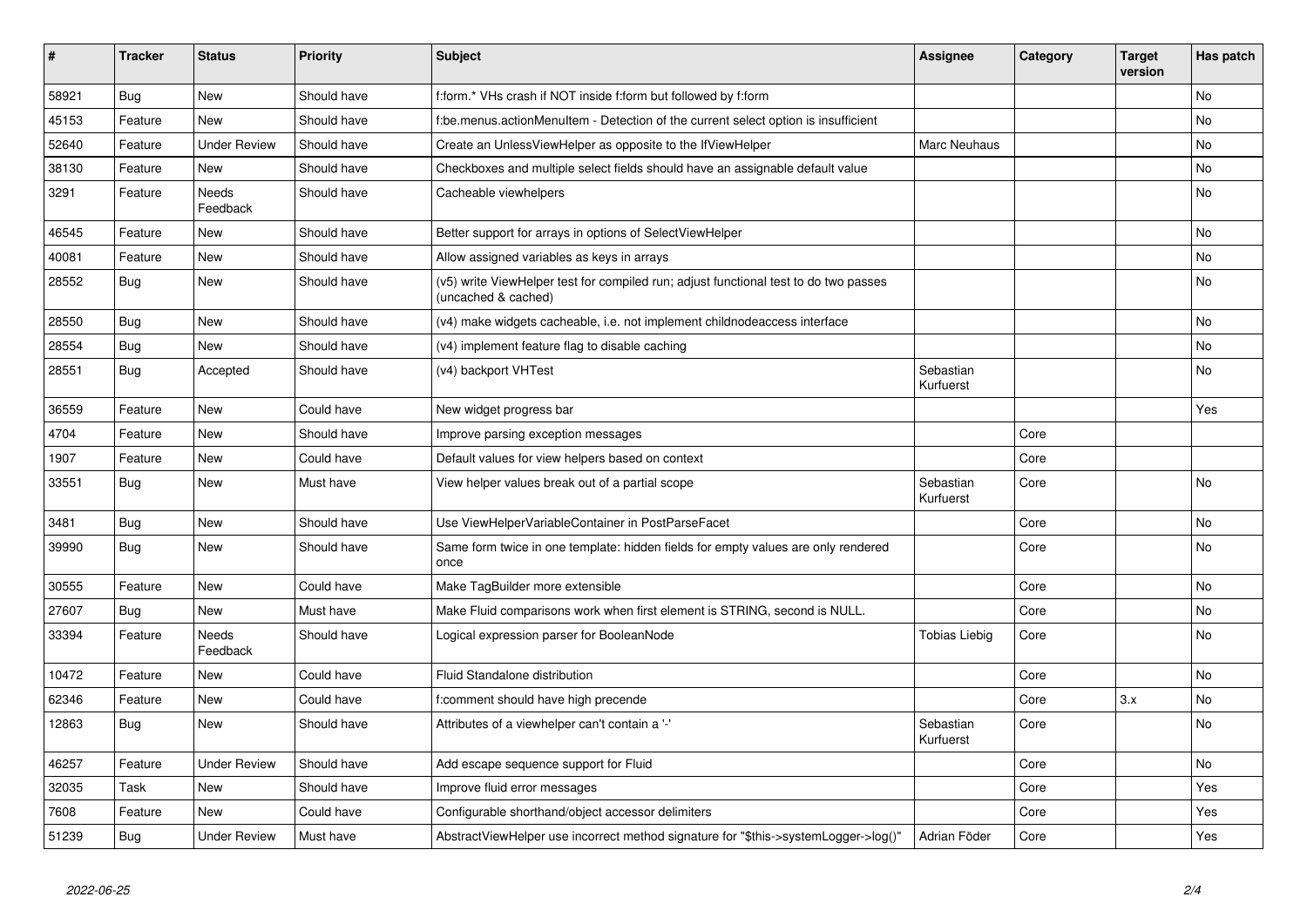| # | Tracker | Status | Priority | Subject | Assignee | Category | Target version | Has patch |
|---|---|---|---|---|---|---|---|---|
| 58921 | Bug | New | Should have | f:form.* VHs crash if NOT inside f:form but followed by f:form | | | | No |
| 45153 | Feature | New | Should have | f:be.menus.actionMenuItem - Detection of the current select option is insufficient | | | | No |
| 52640 | Feature | Under Review | Should have | Create an UnlessViewHelper as opposite to the IfViewHelper | Marc Neuhaus | | | No |
| 38130 | Feature | New | Should have | Checkboxes and multiple select fields should have an assignable default value | | | | No |
| 3291 | Feature | Needs Feedback | Should have | Cacheable viewhelpers | | | | No |
| 46545 | Feature | New | Should have | Better support for arrays in options of SelectViewHelper | | | | No |
| 40081 | Feature | New | Should have | Allow assigned variables as keys in arrays | | | | No |
| 28552 | Bug | New | Should have | (v5) write ViewHelper test for compiled run; adjust functional test to do two passes (uncached & cached) | | | | No |
| 28550 | Bug | New | Should have | (v4) make widgets cacheable, i.e. not implement childnodeaccess interface | | | | No |
| 28554 | Bug | New | Should have | (v4) implement feature flag to disable caching | | | | No |
| 28551 | Bug | Accepted | Should have | (v4) backport VHTest | Sebastian Kurfuerst | | | No |
| 36559 | Feature | New | Could have | New widget progress bar | | | | Yes |
| 4704 | Feature | New | Should have | Improve parsing exception messages | | Core | | |
| 1907 | Feature | New | Could have | Default values for view helpers based on context | | Core | | |
| 33551 | Bug | New | Must have | View helper values break out of a partial scope | Sebastian Kurfuerst | Core | | No |
| 3481 | Bug | New | Should have | Use ViewHelperVariableContainer in PostParseFacet | | Core | | No |
| 39990 | Bug | New | Should have | Same form twice in one template: hidden fields for empty values are only rendered once | | Core | | No |
| 30555 | Feature | New | Could have | Make TagBuilder more extensible | | Core | | No |
| 27607 | Bug | New | Must have | Make Fluid comparisons work when first element is STRING, second is NULL. | | Core | | No |
| 33394 | Feature | Needs Feedback | Should have | Logical expression parser for BooleanNode | Tobias Liebig | Core | | No |
| 10472 | Feature | New | Could have | Fluid Standalone distribution | | Core | | No |
| 62346 | Feature | New | Could have | f:comment should have high precende | | Core | 3.x | No |
| 12863 | Bug | New | Should have | Attributes of a viewhelper can't contain a '-' | Sebastian Kurfuerst | Core | | No |
| 46257 | Feature | Under Review | Should have | Add escape sequence support for Fluid | | Core | | No |
| 32035 | Task | New | Should have | Improve fluid error messages | | Core | | Yes |
| 7608 | Feature | New | Could have | Configurable shorthand/object accessor delimiters | | Core | | Yes |
| 51239 | Bug | Under Review | Must have | AbstractViewHelper use incorrect method signature for "$this->systemLogger->log()" | Adrian Föder | Core | | Yes |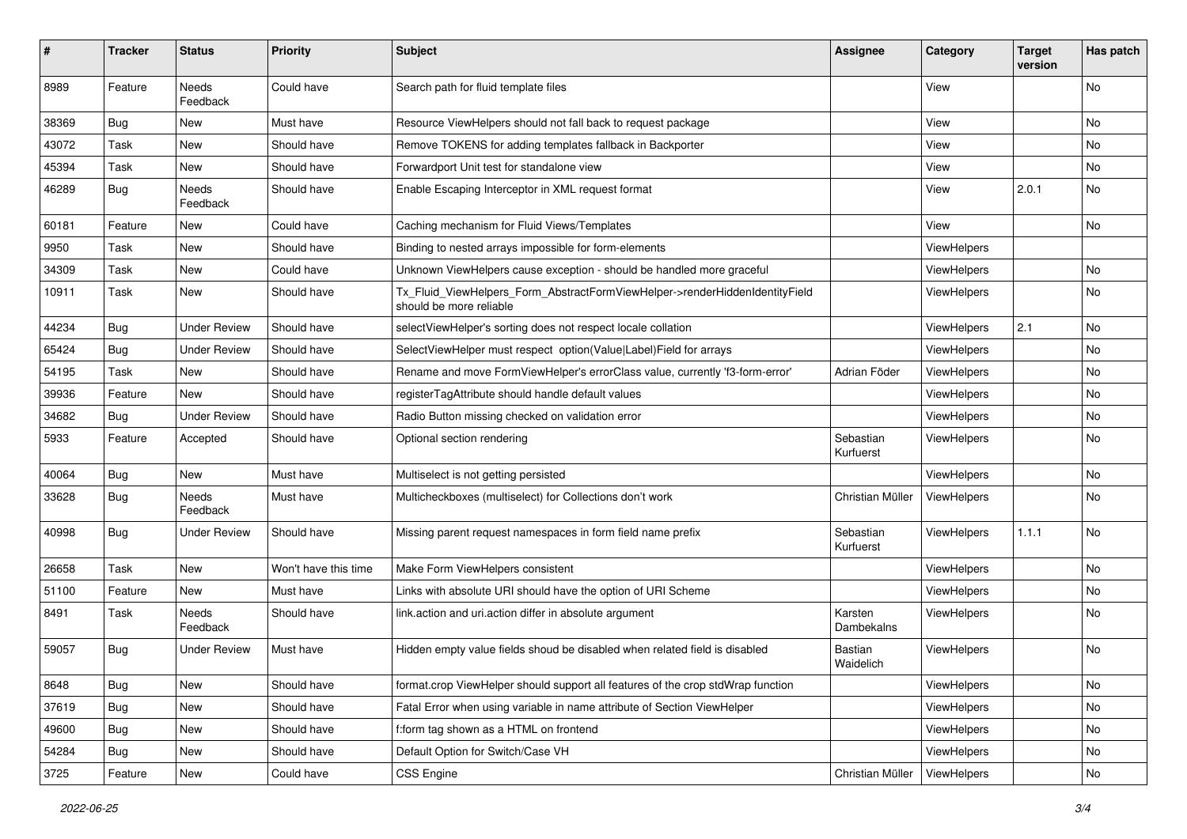| # | Tracker | Status | Priority | Subject | Assignee | Category | Target version | Has patch |
|---|---|---|---|---|---|---|---|---|
| 8989 | Feature | Needs Feedback | Could have | Search path for fluid template files | | View | | No |
| 38369 | Bug | New | Must have | Resource ViewHelpers should not fall back to request package | | View | | No |
| 43072 | Task | New | Should have | Remove TOKENS for adding templates fallback in Backporter | | View | | No |
| 45394 | Task | New | Should have | Forwardport Unit test for standalone view | | View | | No |
| 46289 | Bug | Needs Feedback | Should have | Enable Escaping Interceptor in XML request format | | View | 2.0.1 | No |
| 60181 | Feature | New | Could have | Caching mechanism for Fluid Views/Templates | | View | | No |
| 9950 | Task | New | Should have | Binding to nested arrays impossible for form-elements | | ViewHelpers | | |
| 34309 | Task | New | Could have | Unknown ViewHelpers cause exception - should be handled more graceful | | ViewHelpers | | No |
| 10911 | Task | New | Should have | Tx_Fluid_ViewHelpers_Form_AbstractFormViewHelper->renderHiddenIdentityField should be more reliable | | ViewHelpers | | No |
| 44234 | Bug | Under Review | Should have | selectViewHelper's sorting does not respect locale collation | | ViewHelpers | 2.1 | No |
| 65424 | Bug | Under Review | Should have | SelectViewHelper must respect option(Value\|Label)Field for arrays | | ViewHelpers | | No |
| 54195 | Task | New | Should have | Rename and move FormViewHelper's errorClass value, currently 'f3-form-error' | Adrian Föder | ViewHelpers | | No |
| 39936 | Feature | New | Should have | registerTagAttribute should handle default values | | ViewHelpers | | No |
| 34682 | Bug | Under Review | Should have | Radio Button missing checked on validation error | | ViewHelpers | | No |
| 5933 | Feature | Accepted | Should have | Optional section rendering | Sebastian Kurfuerst | ViewHelpers | | No |
| 40064 | Bug | New | Must have | Multiselect is not getting persisted | | ViewHelpers | | No |
| 33628 | Bug | Needs Feedback | Must have | Multicheckboxes (multiselect) for Collections don't work | Christian Müller | ViewHelpers | | No |
| 40998 | Bug | Under Review | Should have | Missing parent request namespaces in form field name prefix | Sebastian Kurfuerst | ViewHelpers | 1.1.1 | No |
| 26658 | Task | New | Won't have this time | Make Form ViewHelpers consistent | | ViewHelpers | | No |
| 51100 | Feature | New | Must have | Links with absolute URI should have the option of URI Scheme | | ViewHelpers | | No |
| 8491 | Task | Needs Feedback | Should have | link.action and uri.action differ in absolute argument | Karsten Dambekalns | ViewHelpers | | No |
| 59057 | Bug | Under Review | Must have | Hidden empty value fields shoud be disabled when related field is disabled | Bastian Waidelich | ViewHelpers | | No |
| 8648 | Bug | New | Should have | format.crop ViewHelper should support all features of the crop stdWrap function | | ViewHelpers | | No |
| 37619 | Bug | New | Should have | Fatal Error when using variable in name attribute of Section ViewHelper | | ViewHelpers | | No |
| 49600 | Bug | New | Should have | f:form tag shown as a HTML on frontend | | ViewHelpers | | No |
| 54284 | Bug | New | Should have | Default Option for Switch/Case VH | | ViewHelpers | | No |
| 3725 | Feature | New | Could have | CSS Engine | Christian Müller | ViewHelpers | | No |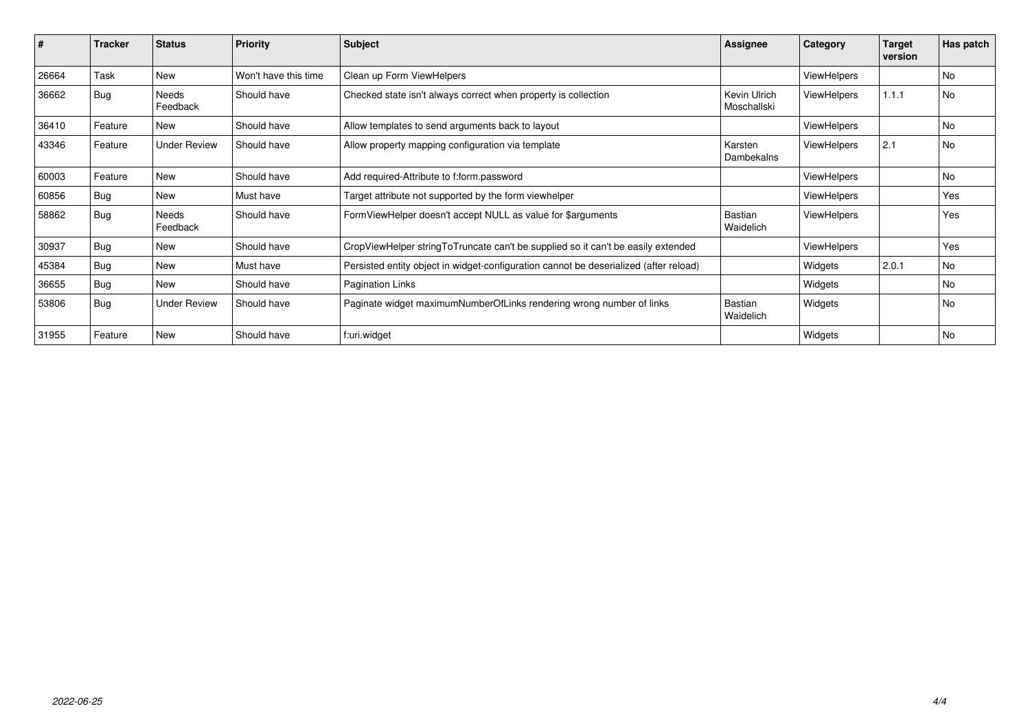| # | Tracker | Status | Priority | Subject | Assignee | Category | Target version | Has patch |
|---|---|---|---|---|---|---|---|---|
| 26664 | Task | New | Won't have this time | Clean up Form ViewHelpers | | ViewHelpers | | No |
| 36662 | Bug | Needs Feedback | Should have | Checked state isn't always correct when property is collection | Kevin Ulrich Moschallski | ViewHelpers | 1.1.1 | No |
| 36410 | Feature | New | Should have | Allow templates to send arguments back to layout | | ViewHelpers | | No |
| 43346 | Feature | Under Review | Should have | Allow property mapping configuration via template | Karsten Dambekalns | ViewHelpers | 2.1 | No |
| 60003 | Feature | New | Should have | Add required-Attribute to f:form.password | | ViewHelpers | | No |
| 60856 | Bug | New | Must have | Target attribute not supported by the form viewhelper | | ViewHelpers | | Yes |
| 58862 | Bug | Needs Feedback | Should have | FormViewHelper doesn't accept NULL as value for $arguments | Bastian Waidelich | ViewHelpers | | Yes |
| 30937 | Bug | New | Should have | CropViewHelper stringToTruncate can't be supplied so it can't be easily extended | | ViewHelpers | | Yes |
| 45384 | Bug | New | Must have | Persisted entity object in widget-configuration cannot be deserialized (after reload) | | Widgets | 2.0.1 | No |
| 36655 | Bug | New | Should have | Pagination Links | | Widgets | | No |
| 53806 | Bug | Under Review | Should have | Paginate widget maximumNumberOfLinks rendering wrong number of links | Bastian Waidelich | Widgets | | No |
| 31955 | Feature | New | Should have | f:uri.widget | | Widgets | | No |

2022-06-25